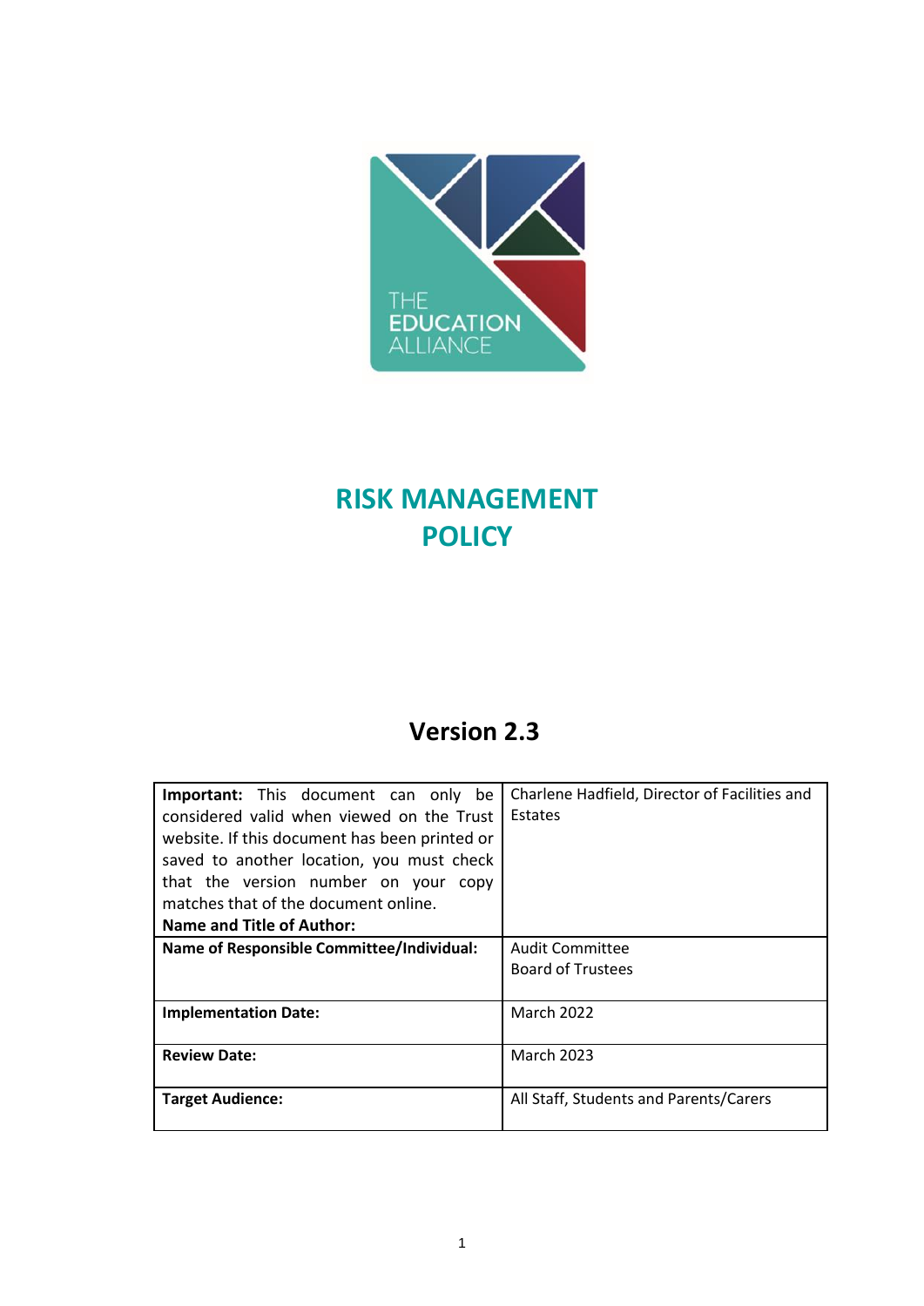THE EDUCATION ALLIANCE

# RISK MANAGEMENT POLICY

## Version 2.3

| **Important:** This document can only be considered valid when viewed on the Trust website. If this document has been printed or saved to another location, you must check that the version number on your copy matches that of the document online. **Name and Title of Author:** | Charlene Hadfield, Director of Facilities and Estates |
|---|---|
| **Name of Responsible Committee/Individual:** | Audit Committee Board of Trustees |
| **Implementation Date:** | March 2022 |
| **Review Date:** | March 2023 |
| **Target Audience:** | All Staff, Students and Parents/Carers |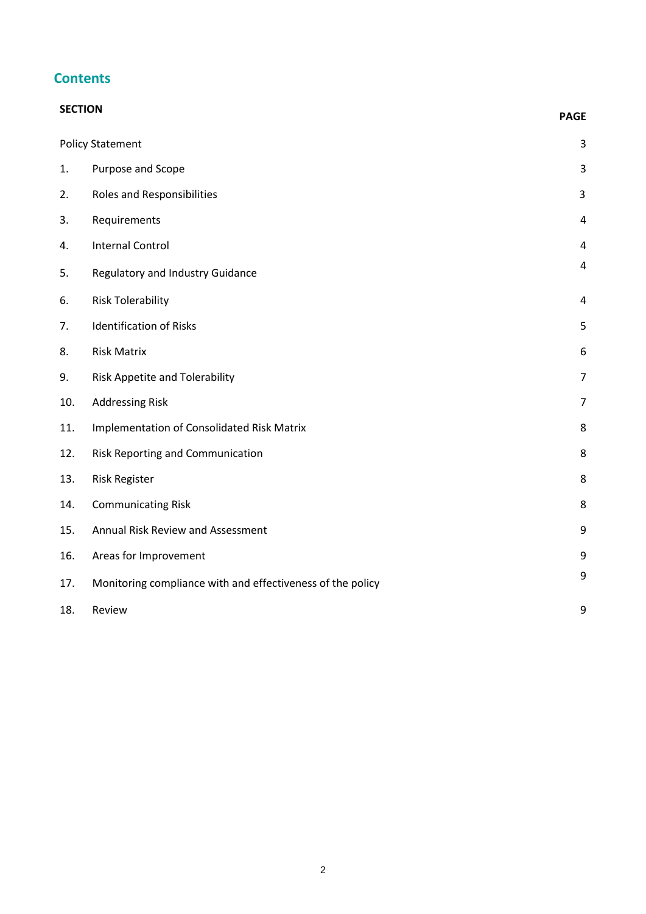## Contents

| SECTION | | PAGE |
|---|---|---|
| Policy Statement | | 3 |
| 1. | Purpose and Scope | 3 |
| 2. | Roles and Responsibilities | 3 |
| 3. | Requirements | 4 |
| 4. | Internal Control | 4 |
| 5. | Regulatory and Industry Guidance | 4 |
| 6. | Risk Tolerability | 4 |
| 7. | Identification of Risks | 5 |
| 8. | Risk Matrix | 6 |
| 9. | Risk Appetite and Tolerability | 7 |
| 10. | Addressing Risk | 7 |
| 11. | Implementation of Consolidated Risk Matrix | 8 |
| 12. | Risk Reporting and Communication | 8 |
| 13. | Risk Register | 8 |
| 14. | Communicating Risk | 8 |
| 15. | Annual Risk Review and Assessment | 9 |
| 16. | Areas for Improvement | 9 |
| 17. | Monitoring compliance with and effectiveness of the policy | 9 |
| 18. | Review | 9 |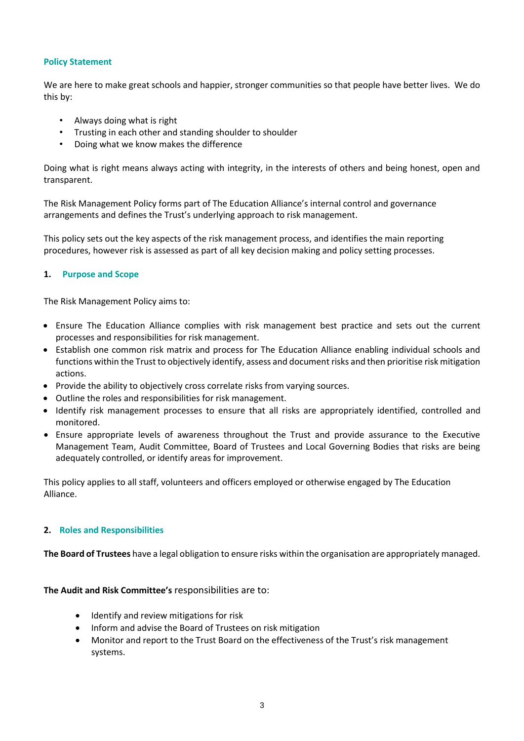## Policy Statement

We are here to make great schools and happier, stronger communities so that people have better lives. We do this by:

- Always doing what is right
- Trusting in each other and standing shoulder to shoulder
- Doing what we know makes the difference

Doing what is right means always acting with integrity, in the interests of others and being honest, open and transparent.

The Risk Management Policy forms part of The Education Alliance's internal control and governance arrangements and defines the Trust's underlying approach to risk management.

This policy sets out the key aspects of the risk management process, and identifies the main reporting procedures, however risk is assessed as part of all key decision making and policy setting processes.

## 1. Purpose and Scope

The Risk Management Policy aims to:

- Ensure The Education Alliance complies with risk management best practice and sets out the current processes and responsibilities for risk management.
- Establish one common risk matrix and process for The Education Alliance enabling individual schools and functions within the Trust to objectively identify, assess and document risks and then prioritise risk mitigation actions.
- Provide the ability to objectively cross correlate risks from varying sources.
- Outline the roles and responsibilities for risk management.
- Identify risk management processes to ensure that all risks are appropriately identified, controlled and monitored.
- Ensure appropriate levels of awareness throughout the Trust and provide assurance to the Executive Management Team, Audit Committee, Board of Trustees and Local Governing Bodies that risks are being adequately controlled, or identify areas for improvement.

This policy applies to all staff, volunteers and officers employed or otherwise engaged by The Education Alliance.

## 2. Roles and Responsibilities

**The Board of Trustees** have a legal obligation to ensure risks within the organisation are appropriately managed.

**The Audit and Risk Committee's** responsibilities are to:

- Identify and review mitigations for risk
- Inform and advise the Board of Trustees on risk mitigation
- Monitor and report to the Trust Board on the effectiveness of the Trust's risk management systems.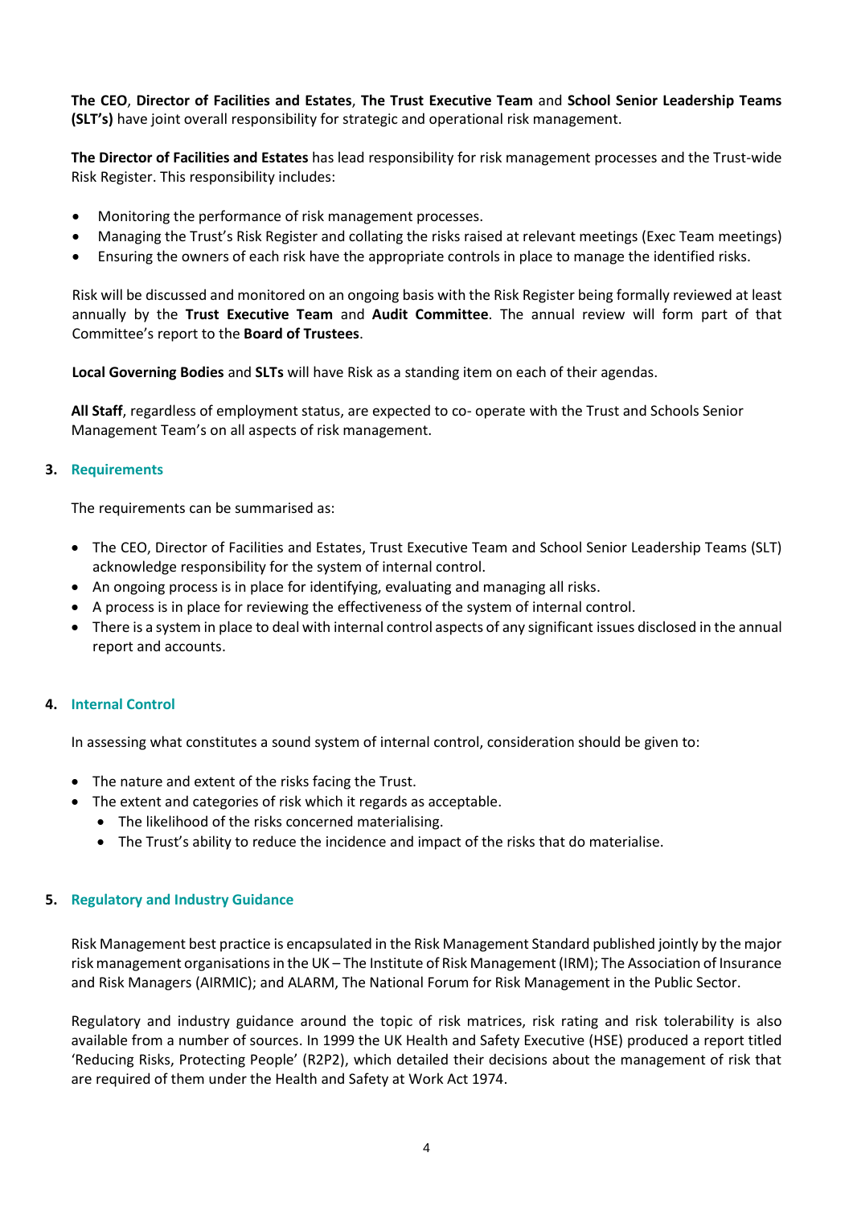**The CEO**, **Director of Facilities and Estates**, **The Trust Executive Team** and **School Senior Leadership Teams (SLT's)** have joint overall responsibility for strategic and operational risk management.

**The Director of Facilities and Estates** has lead responsibility for risk management processes and the Trust-wide Risk Register. This responsibility includes:

- Monitoring the performance of risk management processes.
- Managing the Trust's Risk Register and collating the risks raised at relevant meetings (Exec Team meetings)
- Ensuring the owners of each risk have the appropriate controls in place to manage the identified risks.

Risk will be discussed and monitored on an ongoing basis with the Risk Register being formally reviewed at least annually by the **Trust Executive Team** and **Audit Committee**. The annual review will form part of that Committee's report to the **Board of Trustees**.

**Local Governing Bodies** and **SLTs** will have Risk as a standing item on each of their agendas.

**All Staff**, regardless of employment status, are expected to co- operate with the Trust and Schools Senior Management Team's on all aspects of risk management.

## 3. Requirements

The requirements can be summarised as:

- The CEO, Director of Facilities and Estates, Trust Executive Team and School Senior Leadership Teams (SLT) acknowledge responsibility for the system of internal control.
- An ongoing process is in place for identifying, evaluating and managing all risks.
- A process is in place for reviewing the effectiveness of the system of internal control.
- There is a system in place to deal with internal control aspects of any significant issues disclosed in the annual report and accounts.

## 4. Internal Control

In assessing what constitutes a sound system of internal control, consideration should be given to:

- The nature and extent of the risks facing the Trust.
- The extent and categories of risk which it regards as acceptable.
  - The likelihood of the risks concerned materialising.
  - The Trust's ability to reduce the incidence and impact of the risks that do materialise.

## 5. Regulatory and Industry Guidance

Risk Management best practice is encapsulated in the Risk Management Standard published jointly by the major risk management organisations in the UK – The Institute of Risk Management (IRM); The Association of Insurance and Risk Managers (AIRMIC); and ALARM, The National Forum for Risk Management in the Public Sector.

Regulatory and industry guidance around the topic of risk matrices, risk rating and risk tolerability is also available from a number of sources. In 1999 the UK Health and Safety Executive (HSE) produced a report titled 'Reducing Risks, Protecting People' (R2P2), which detailed their decisions about the management of risk that are required of them under the Health and Safety at Work Act 1974.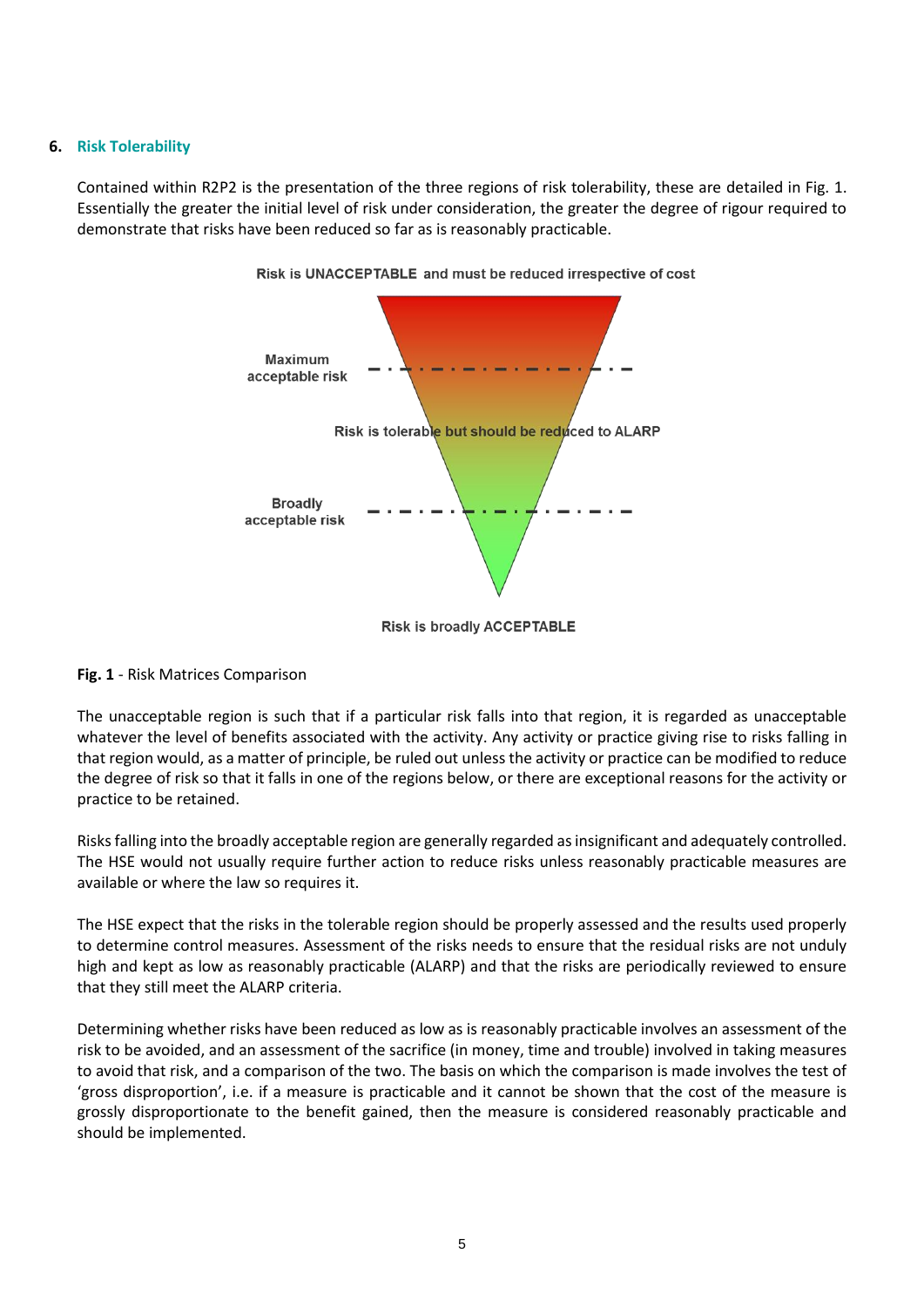## 6. Risk Tolerability

Contained within R2P2 is the presentation of the three regions of risk tolerability, these are detailed in Fig. 1. Essentially the greater the initial level of risk under consideration, the greater the degree of rigour required to demonstrate that risks have been reduced so far as is reasonably practicable.

Risk is UNACCEPTABLE and must be reduced irrespective of cost

Maximum acceptable risk

Risk is tolerable but should be reduced to ALARP

Broadly acceptable risk

Risk is broadly ACCEPTABLE

**Fig. 1** - Risk Matrices Comparison

The unacceptable region is such that if a particular risk falls into that region, it is regarded as unacceptable whatever the level of benefits associated with the activity. Any activity or practice giving rise to risks falling in that region would, as a matter of principle, be ruled out unless the activity or practice can be modified to reduce the degree of risk so that it falls in one of the regions below, or there are exceptional reasons for the activity or practice to be retained.

Risks falling into the broadly acceptable region are generally regarded as insignificant and adequately controlled. The HSE would not usually require further action to reduce risks unless reasonably practicable measures are available or where the law so requires it.

The HSE expect that the risks in the tolerable region should be properly assessed and the results used properly to determine control measures. Assessment of the risks needs to ensure that the residual risks are not unduly high and kept as low as reasonably practicable (ALARP) and that the risks are periodically reviewed to ensure that they still meet the ALARP criteria.

Determining whether risks have been reduced as low as is reasonably practicable involves an assessment of the risk to be avoided, and an assessment of the sacrifice (in money, time and trouble) involved in taking measures to avoid that risk, and a comparison of the two. The basis on which the comparison is made involves the test of 'gross disproportion', i.e. if a measure is practicable and it cannot be shown that the cost of the measure is grossly disproportionate to the benefit gained, then the measure is considered reasonably practicable and should be implemented.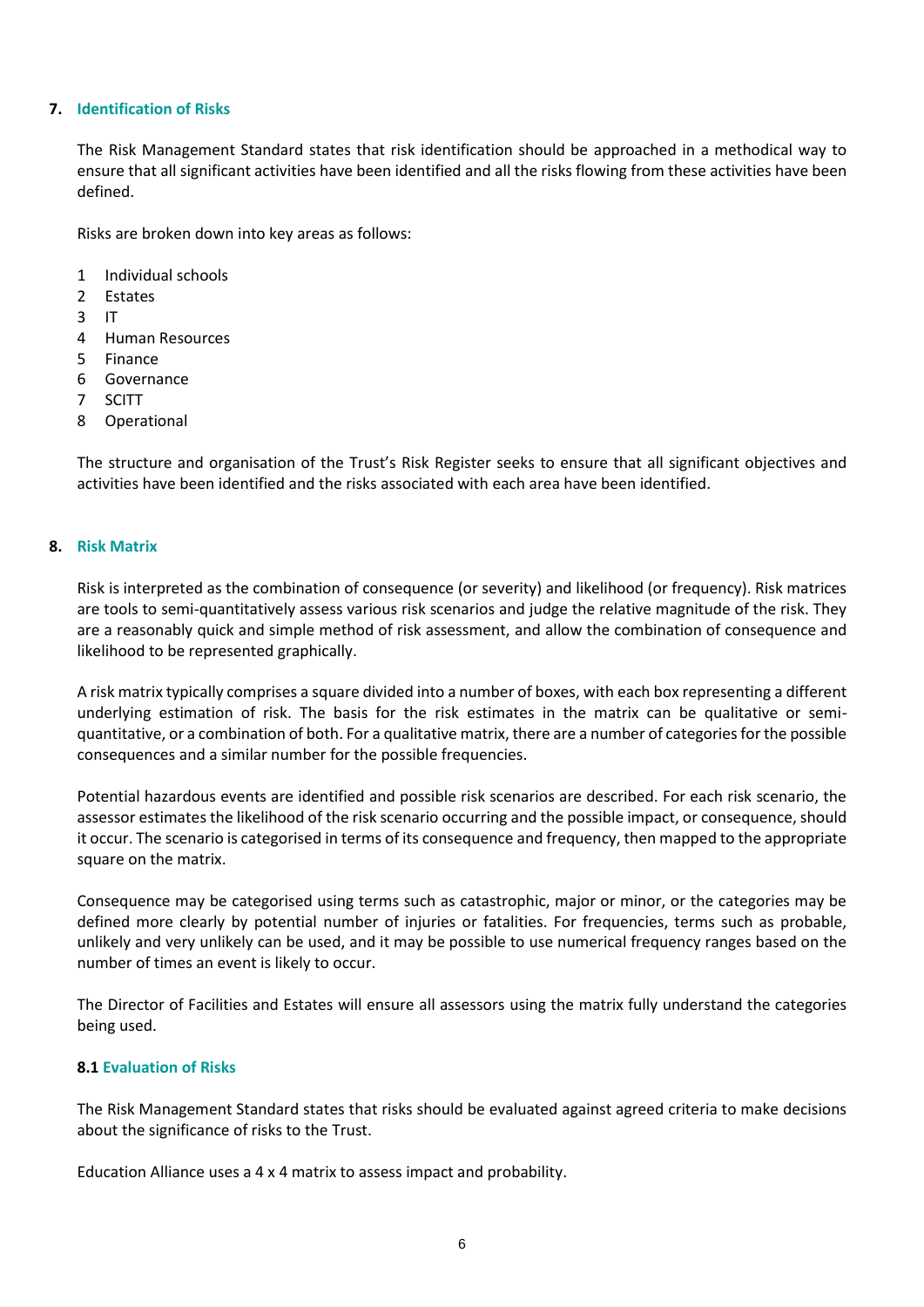## 7. Identification of Risks

The Risk Management Standard states that risk identification should be approached in a methodical way to ensure that all significant activities have been identified and all the risks flowing from these activities have been defined.

Risks are broken down into key areas as follows:

1. Individual schools
2. Estates
3. IT
4. Human Resources
5. Finance
6. Governance
7. SCITT
8. Operational

The structure and organisation of the Trust's Risk Register seeks to ensure that all significant objectives and activities have been identified and the risks associated with each area have been identified.

## 8. Risk Matrix

Risk is interpreted as the combination of consequence (or severity) and likelihood (or frequency). Risk matrices are tools to semi-quantitatively assess various risk scenarios and judge the relative magnitude of the risk. They are a reasonably quick and simple method of risk assessment, and allow the combination of consequence and likelihood to be represented graphically.

A risk matrix typically comprises a square divided into a number of boxes, with each box representing a different underlying estimation of risk. The basis for the risk estimates in the matrix can be qualitative or semi-quantitative, or a combination of both. For a qualitative matrix, there are a number of categories for the possible consequences and a similar number for the possible frequencies.

Potential hazardous events are identified and possible risk scenarios are described. For each risk scenario, the assessor estimates the likelihood of the risk scenario occurring and the possible impact, or consequence, should it occur. The scenario is categorised in terms of its consequence and frequency, then mapped to the appropriate square on the matrix.

Consequence may be categorised using terms such as catastrophic, major or minor, or the categories may be defined more clearly by potential number of injuries or fatalities. For frequencies, terms such as probable, unlikely and very unlikely can be used, and it may be possible to use numerical frequency ranges based on the number of times an event is likely to occur.

The Director of Facilities and Estates will ensure all assessors using the matrix fully understand the categories being used.

### 8.1 Evaluation of Risks

The Risk Management Standard states that risks should be evaluated against agreed criteria to make decisions about the significance of risks to the Trust.

Education Alliance uses a 4 x 4 matrix to assess impact and probability.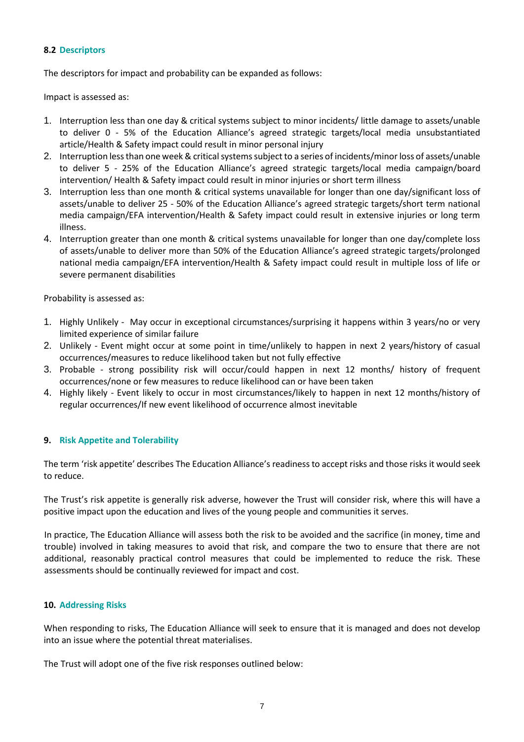### 8.2 Descriptors

The descriptors for impact and probability can be expanded as follows:

Impact is assessed as:

1. Interruption less than one day & critical systems subject to minor incidents/ little damage to assets/unable to deliver 0 - 5% of the Education Alliance's agreed strategic targets/local media unsubstantiated article/Health & Safety impact could result in minor personal injury
2. Interruption less than one week & critical systems subject to a series of incidents/minor loss of assets/unable to deliver 5 - 25% of the Education Alliance's agreed strategic targets/local media campaign/board intervention/ Health & Safety impact could result in minor injuries or short term illness
3. Interruption less than one month & critical systems unavailable for longer than one day/significant loss of assets/unable to deliver 25 - 50% of the Education Alliance's agreed strategic targets/short term national media campaign/EFA intervention/Health & Safety impact could result in extensive injuries or long term illness.
4. Interruption greater than one month & critical systems unavailable for longer than one day/complete loss of assets/unable to deliver more than 50% of the Education Alliance's agreed strategic targets/prolonged national media campaign/EFA intervention/Health & Safety impact could result in multiple loss of life or severe permanent disabilities

Probability is assessed as:

1. Highly Unlikely - May occur in exceptional circumstances/surprising it happens within 3 years/no or very limited experience of similar failure
2. Unlikely - Event might occur at some point in time/unlikely to happen in next 2 years/history of casual occurrences/measures to reduce likelihood taken but not fully effective
3. Probable - strong possibility risk will occur/could happen in next 12 months/ history of frequent occurrences/none or few measures to reduce likelihood can or have been taken
4. Highly likely - Event likely to occur in most circumstances/likely to happen in next 12 months/history of regular occurrences/If new event likelihood of occurrence almost inevitable

## 9. Risk Appetite and Tolerability

The term 'risk appetite' describes The Education Alliance's readiness to accept risks and those risks it would seek to reduce.

The Trust's risk appetite is generally risk adverse, however the Trust will consider risk, where this will have a positive impact upon the education and lives of the young people and communities it serves.

In practice, The Education Alliance will assess both the risk to be avoided and the sacrifice (in money, time and trouble) involved in taking measures to avoid that risk, and compare the two to ensure that there are not additional, reasonably practical control measures that could be implemented to reduce the risk. These assessments should be continually reviewed for impact and cost.

## 10. Addressing Risks

When responding to risks, The Education Alliance will seek to ensure that it is managed and does not develop into an issue where the potential threat materialises.

The Trust will adopt one of the five risk responses outlined below: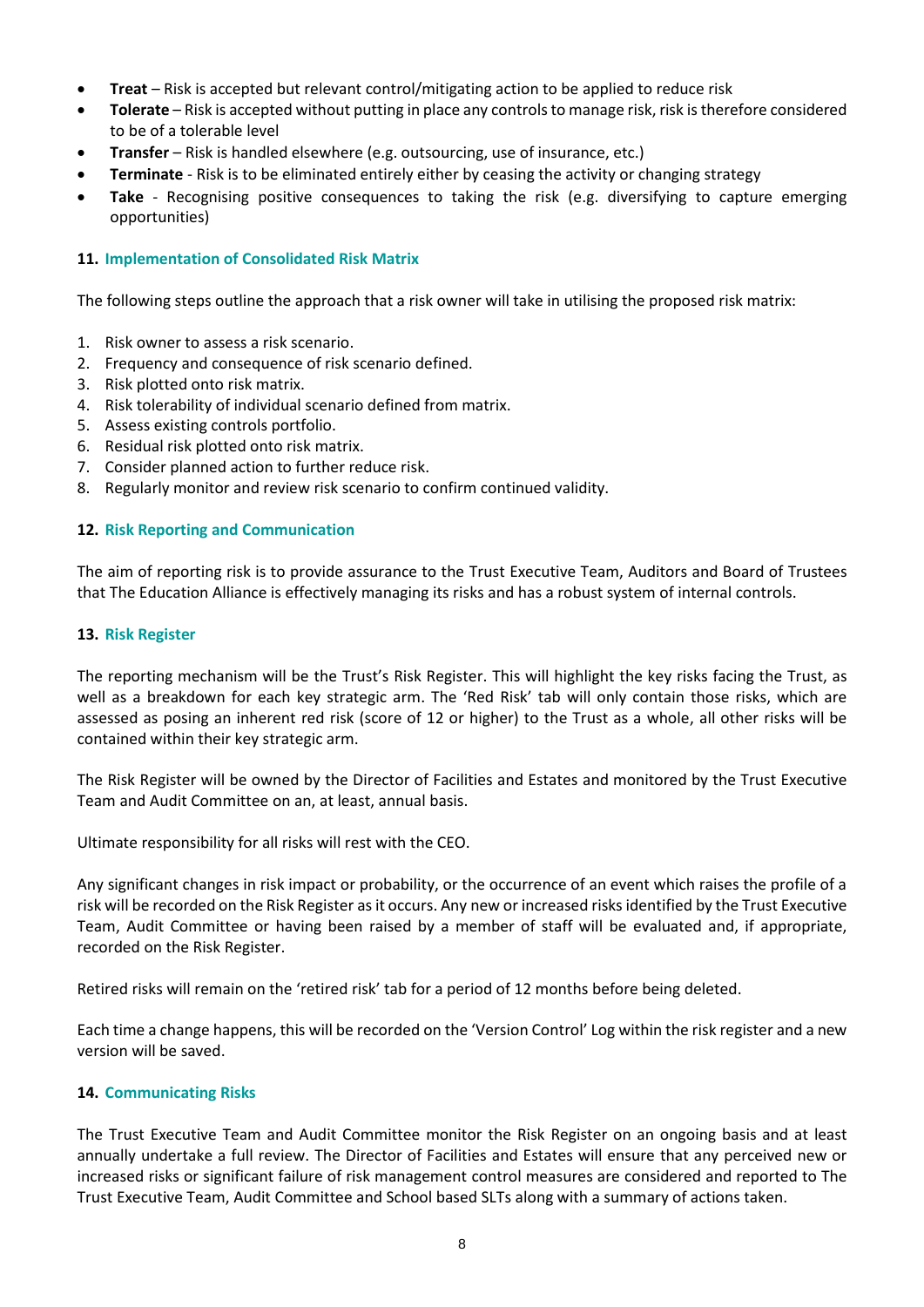- **Treat** – Risk is accepted but relevant control/mitigating action to be applied to reduce risk
- **Tolerate** – Risk is accepted without putting in place any controls to manage risk, risk is therefore considered to be of a tolerable level
- **Transfer** – Risk is handled elsewhere (e.g. outsourcing, use of insurance, etc.)
- **Terminate** - Risk is to be eliminated entirely either by ceasing the activity or changing strategy
- **Take** - Recognising positive consequences to taking the risk (e.g. diversifying to capture emerging opportunities)

## 11. Implementation of Consolidated Risk Matrix

The following steps outline the approach that a risk owner will take in utilising the proposed risk matrix:

1. Risk owner to assess a risk scenario.
2. Frequency and consequence of risk scenario defined.
3. Risk plotted onto risk matrix.
4. Risk tolerability of individual scenario defined from matrix.
5. Assess existing controls portfolio.
6. Residual risk plotted onto risk matrix.
7. Consider planned action to further reduce risk.
8. Regularly monitor and review risk scenario to confirm continued validity.

## 12. Risk Reporting and Communication

The aim of reporting risk is to provide assurance to the Trust Executive Team, Auditors and Board of Trustees that The Education Alliance is effectively managing its risks and has a robust system of internal controls.

## 13. Risk Register

The reporting mechanism will be the Trust's Risk Register. This will highlight the key risks facing the Trust, as well as a breakdown for each key strategic arm. The 'Red Risk' tab will only contain those risks, which are assessed as posing an inherent red risk (score of 12 or higher) to the Trust as a whole, all other risks will be contained within their key strategic arm.

The Risk Register will be owned by the Director of Facilities and Estates and monitored by the Trust Executive Team and Audit Committee on an, at least, annual basis.

Ultimate responsibility for all risks will rest with the CEO.

Any significant changes in risk impact or probability, or the occurrence of an event which raises the profile of a risk will be recorded on the Risk Register as it occurs. Any new or increased risks identified by the Trust Executive Team, Audit Committee or having been raised by a member of staff will be evaluated and, if appropriate, recorded on the Risk Register.

Retired risks will remain on the 'retired risk' tab for a period of 12 months before being deleted.

Each time a change happens, this will be recorded on the 'Version Control' Log within the risk register and a new version will be saved.

## 14. Communicating Risks

The Trust Executive Team and Audit Committee monitor the Risk Register on an ongoing basis and at least annually undertake a full review. The Director of Facilities and Estates will ensure that any perceived new or increased risks or significant failure of risk management control measures are considered and reported to The Trust Executive Team, Audit Committee and School based SLTs along with a summary of actions taken.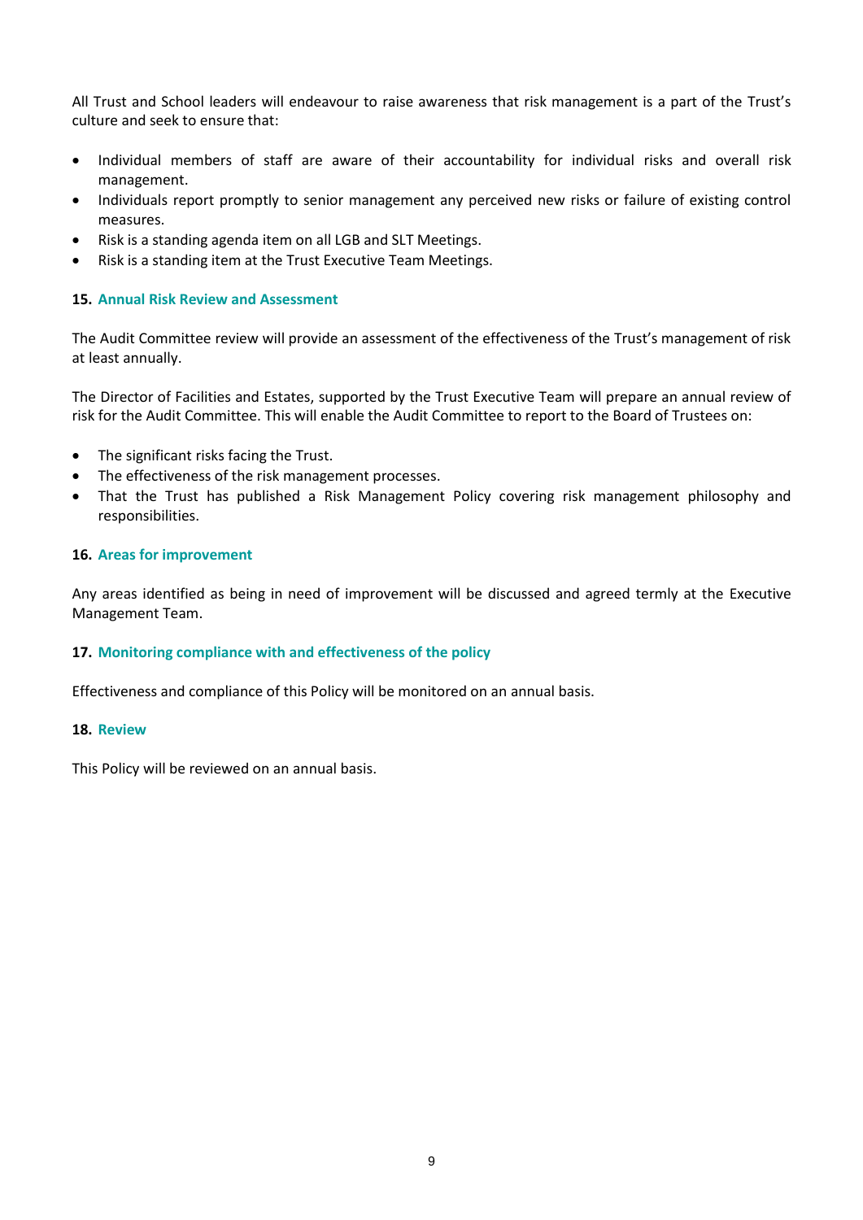All Trust and School leaders will endeavour to raise awareness that risk management is a part of the Trust's culture and seek to ensure that:

- Individual members of staff are aware of their accountability for individual risks and overall risk management.
- Individuals report promptly to senior management any perceived new risks or failure of existing control measures.
- Risk is a standing agenda item on all LGB and SLT Meetings.
- Risk is a standing item at the Trust Executive Team Meetings.

## 15. Annual Risk Review and Assessment

The Audit Committee review will provide an assessment of the effectiveness of the Trust's management of risk at least annually.

The Director of Facilities and Estates, supported by the Trust Executive Team will prepare an annual review of risk for the Audit Committee. This will enable the Audit Committee to report to the Board of Trustees on:

- The significant risks facing the Trust.
- The effectiveness of the risk management processes.
- That the Trust has published a Risk Management Policy covering risk management philosophy and responsibilities.

## 16. Areas for improvement

Any areas identified as being in need of improvement will be discussed and agreed termly at the Executive Management Team.

## 17. Monitoring compliance with and effectiveness of the policy

Effectiveness and compliance of this Policy will be monitored on an annual basis.

## 18. Review

This Policy will be reviewed on an annual basis.